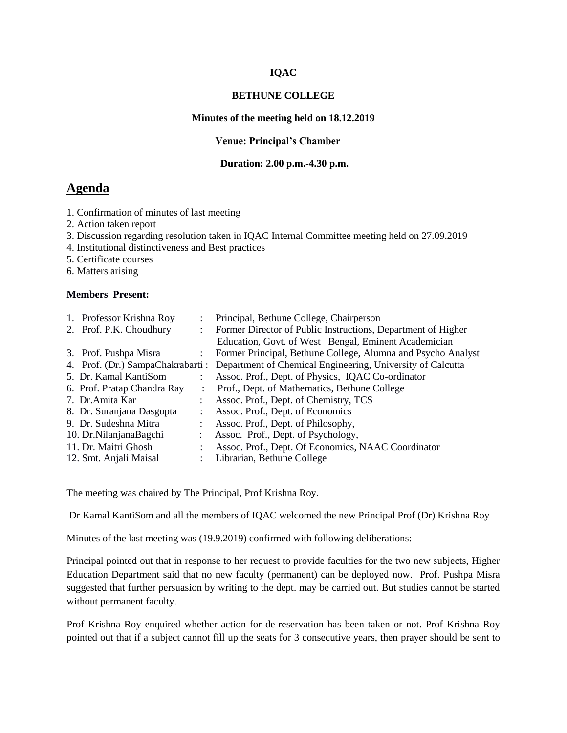**IQAC**

**BETHUNE COLLEGE**

**Minutes of the meeting held on 18.12.2019**

**Venue: Principal's Chamber**

**Duration: 2.00 p.m.-4.30 p.m.**

## Agenda

1. Confirmation of minutes of last meeting
2. Action taken report
3. Discussion regarding resolution taken in IQAC Internal Committee meeting held on 27.09.2019
4. Institutional distinctiveness and Best practices
5. Certificate courses
6. Matters arising

**Members Present:**

| | | |
|---|---|---|
| 1. Professor Krishna Roy | : | Principal, Bethune College, Chairperson |
| 2. Prof. P.K. Choudhury | : | Former Director of Public Instructions, Department of Higher Education, Govt. of West Bengal, Eminent Academician |
| 3. Prof. Pushpa Misra | : | Former Principal, Bethune College, Alumna and Psycho Analyst |
| 4. Prof. (Dr.) SampaChakrabarti | : | Department of Chemical Engineering, University of Calcutta |
| 5. Dr. Kamal KantiSom | : | Assoc. Prof., Dept. of Physics, IQAC Co-ordinator |
| 6. Prof. Pratap Chandra Ray | : | Prof., Dept. of Mathematics, Bethune College |
| 7. Dr.Amita Kar | : | Assoc. Prof., Dept. of Chemistry, TCS |
| 8. Dr. Suranjana Dasgupta | : | Assoc. Prof., Dept. of Economics |
| 9. Dr. Sudeshna Mitra | : | Assoc. Prof., Dept. of Philosophy, |
| 10. Dr.NilanjanaBagchi | : | Assoc. Prof., Dept. of Psychology, |
| 11. Dr. Maitri Ghosh | : | Assoc. Prof., Dept. Of Economics, NAAC Coordinator |
| 12. Smt. Anjali Maisal | : | Librarian, Bethune College |

The meeting was chaired by The Principal, Prof Krishna Roy.

Dr Kamal KantiSom and all the members of IQAC welcomed the new Principal Prof (Dr) Krishna Roy

Minutes of the last meeting was (19.9.2019) confirmed with following deliberations:

Principal pointed out that in response to her request to provide faculties for the two new subjects, Higher Education Department said that no new faculty (permanent) can be deployed now. Prof. Pushpa Misra suggested that further persuasion by writing to the dept. may be carried out. But studies cannot be started without permanent faculty.

Prof Krishna Roy enquired whether action for de-reservation has been taken or not. Prof Krishna Roy pointed out that if a subject cannot fill up the seats for 3 consecutive years, then prayer should be sent to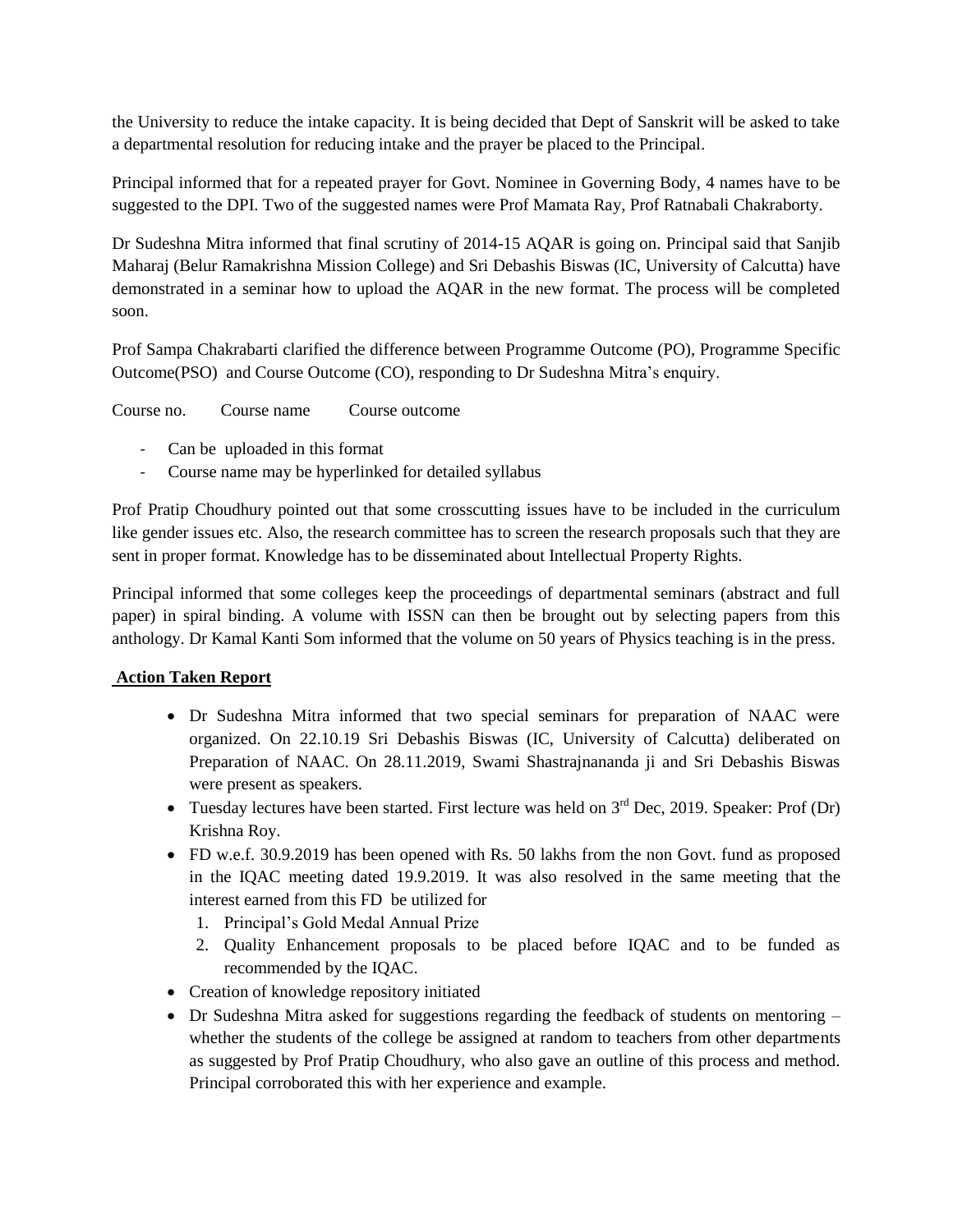the University to reduce the intake capacity. It is being decided that Dept of Sanskrit will be asked to take a departmental resolution for reducing intake and the prayer be placed to the Principal.

Principal informed that for a repeated prayer for Govt. Nominee in Governing Body, 4 names have to be suggested to the DPI. Two of the suggested names were Prof Mamata Ray, Prof Ratnabali Chakraborty.

Dr Sudeshna Mitra informed that final scrutiny of 2014-15 AQAR is going on. Principal said that Sanjib Maharaj (Belur Ramakrishna Mission College) and Sri Debashis Biswas (IC, University of Calcutta) have demonstrated in a seminar how to upload the AQAR in the new format. The process will be completed soon.

Prof Sampa Chakrabarti clarified the difference between Programme Outcome (PO), Programme Specific Outcome(PSO) and Course Outcome (CO), responding to Dr Sudeshna Mitra's enquiry.

Course no. Course name Course outcome

- Can be uploaded in this format
- Course name may be hyperlinked for detailed syllabus

Prof Pratip Choudhury pointed out that some crosscutting issues have to be included in the curriculum like gender issues etc. Also, the research committee has to screen the research proposals such that they are sent in proper format. Knowledge has to be disseminated about Intellectual Property Rights.

Principal informed that some colleges keep the proceedings of departmental seminars (abstract and full paper) in spiral binding. A volume with ISSN can then be brought out by selecting papers from this anthology. Dr Kamal Kanti Som informed that the volume on 50 years of Physics teaching is in the press.

**Action Taken Report**

- Dr Sudeshna Mitra informed that two special seminars for preparation of NAAC were organized. On 22.10.19 Sri Debashis Biswas (IC, University of Calcutta) deliberated on Preparation of NAAC. On 28.11.2019, Swami Shastrajnananda ji and Sri Debashis Biswas were present as speakers.
- Tuesday lectures have been started. First lecture was held on 3rd Dec, 2019. Speaker: Prof (Dr) Krishna Roy.
- FD w.e.f. 30.9.2019 has been opened with Rs. 50 lakhs from the non Govt. fund as proposed in the IQAC meeting dated 19.9.2019. It was also resolved in the same meeting that the interest earned from this FD be utilized for
  1. Principal's Gold Medal Annual Prize
  2. Quality Enhancement proposals to be placed before IQAC and to be funded as recommended by the IQAC.
- Creation of knowledge repository initiated
- Dr Sudeshna Mitra asked for suggestions regarding the feedback of students on mentoring – whether the students of the college be assigned at random to teachers from other departments as suggested by Prof Pratip Choudhury, who also gave an outline of this process and method. Principal corroborated this with her experience and example.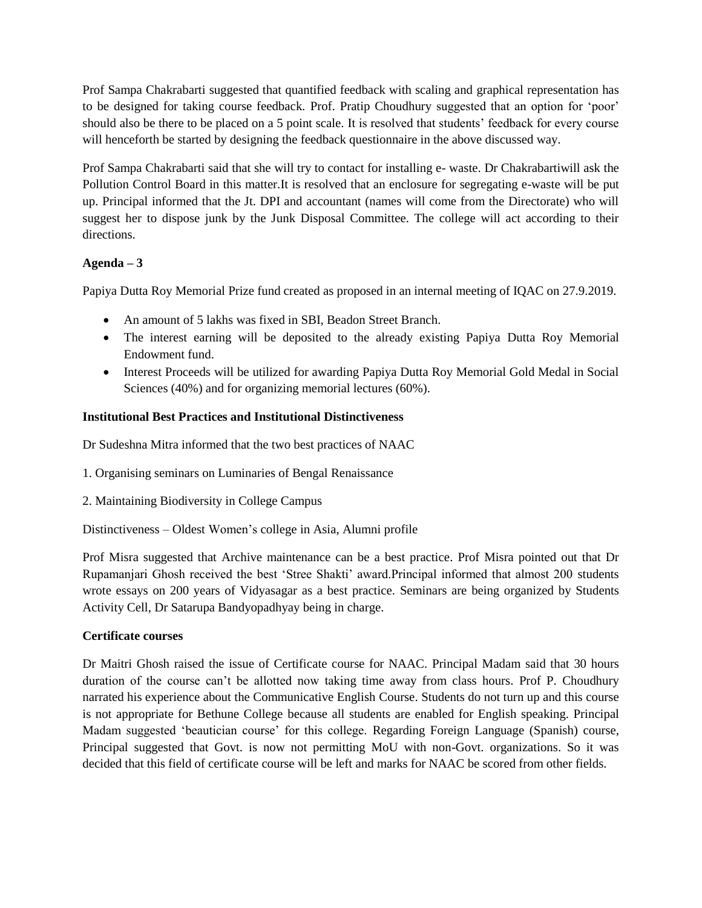Prof Sampa Chakrabarti suggested that quantified feedback with scaling and graphical representation has to be designed for taking course feedback. Prof. Pratip Choudhury suggested that an option for 'poor' should also be there to be placed on a 5 point scale. It is resolved that students' feedback for every course will henceforth be started by designing the feedback questionnaire in the above discussed way.

Prof Sampa Chakrabarti said that she will try to contact for installing e- waste. Dr Chakrabartiwill ask the Pollution Control Board in this matter.It is resolved that an enclosure for segregating e-waste will be put up. Principal informed that the Jt. DPI and accountant (names will come from the Directorate) who will suggest her to dispose junk by the Junk Disposal Committee. The college will act according to their directions.

**Agenda – 3**

Papiya Dutta Roy Memorial Prize fund created as proposed in an internal meeting of IQAC on 27.9.2019.

- An amount of 5 lakhs was fixed in SBI, Beadon Street Branch.
- The interest earning will be deposited to the already existing Papiya Dutta Roy Memorial Endowment fund.
- Interest Proceeds will be utilized for awarding Papiya Dutta Roy Memorial Gold Medal in Social Sciences (40%) and for organizing memorial lectures (60%).

**Institutional Best Practices and Institutional Distinctiveness**

Dr Sudeshna Mitra informed that the two best practices of NAAC

1. Organising seminars on Luminaries of Bengal Renaissance

2. Maintaining Biodiversity in College Campus

Distinctiveness – Oldest Women's college in Asia, Alumni profile

Prof Misra suggested that Archive maintenance can be a best practice. Prof Misra pointed out that Dr Rupamanjari Ghosh received the best 'Stree Shakti' award.Principal informed that almost 200 students wrote essays on 200 years of Vidyasagar as a best practice. Seminars are being organized by Students Activity Cell, Dr Satarupa Bandyopadhyay being in charge.

**Certificate courses**

Dr Maitri Ghosh raised the issue of Certificate course for NAAC. Principal Madam said that 30 hours duration of the course can't be allotted now taking time away from class hours. Prof P. Choudhury narrated his experience about the Communicative English Course. Students do not turn up and this course is not appropriate for Bethune College because all students are enabled for English speaking. Principal Madam suggested 'beautician course' for this college. Regarding Foreign Language (Spanish) course, Principal suggested that Govt. is now not permitting MoU with non-Govt. organizations. So it was decided that this field of certificate course will be left and marks for NAAC be scored from other fields.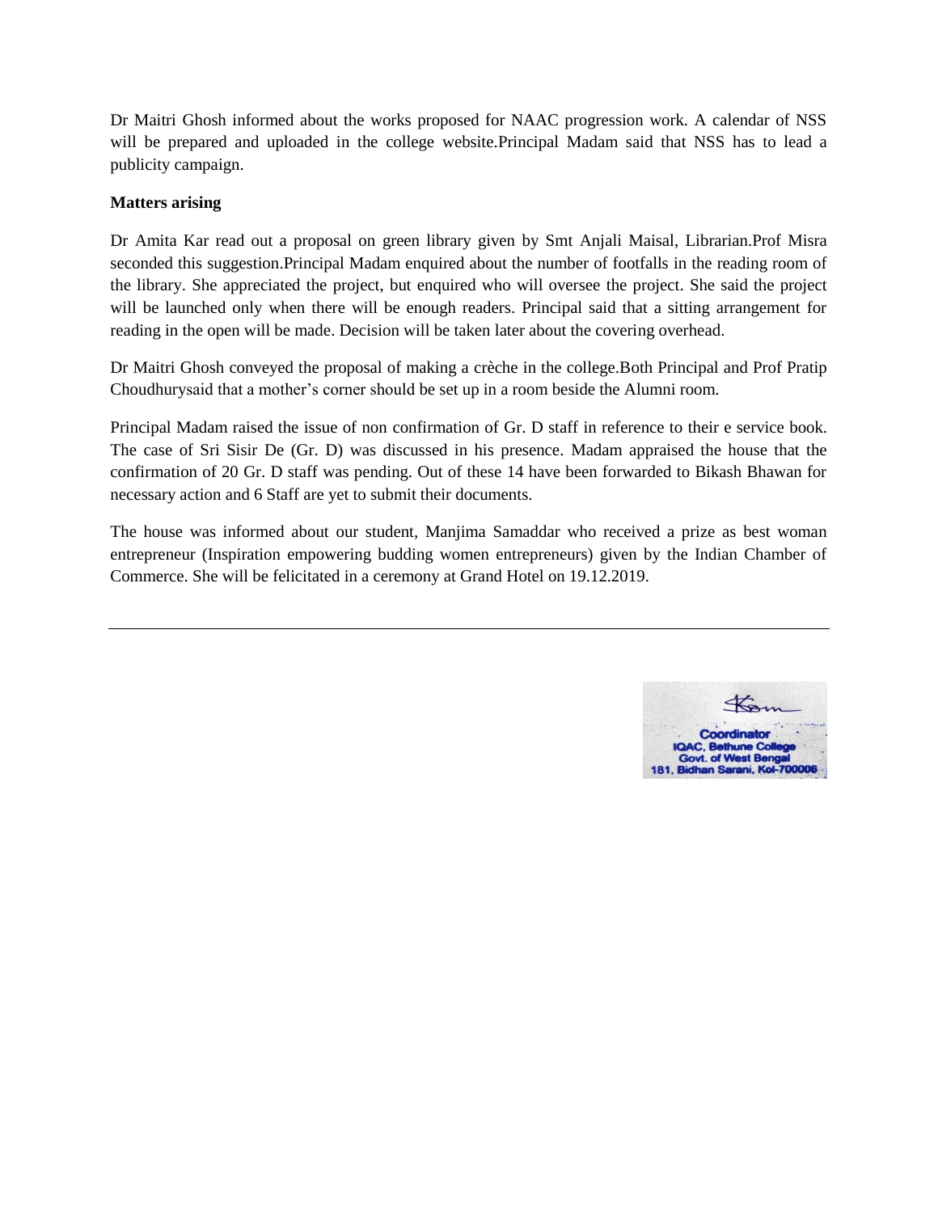Dr Maitri Ghosh informed about the works proposed for NAAC progression work. A calendar of NSS will be prepared and uploaded in the college website.Principal Madam said that NSS has to lead a publicity campaign.

**Matters arising**

Dr Amita Kar read out a proposal on green library given by Smt Anjali Maisal, Librarian.Prof Misra seconded this suggestion.Principal Madam enquired about the number of footfalls in the reading room of the library. She appreciated the project, but enquired who will oversee the project. She said the project will be launched only when there will be enough readers. Principal said that a sitting arrangement for reading in the open will be made. Decision will be taken later about the covering overhead.

Dr Maitri Ghosh conveyed the proposal of making a crèche in the college.Both Principal and Prof Pratip Choudhurysaid that a mother's corner should be set up in a room beside the Alumni room.

Principal Madam raised the issue of non confirmation of Gr. D staff in reference to their e service book. The case of Sri Sisir De (Gr. D) was discussed in his presence. Madam appraised the house that the confirmation of 20 Gr. D staff was pending. Out of these 14 have been forwarded to Bikash Bhawan for necessary action and 6 Staff are yet to submit their documents.

The house was informed about our student, Manjima Samaddar who received a prize as best woman entrepreneur (Inspiration empowering budding women entrepreneurs) given by the Indian Chamber of Commerce. She will be felicitated in a ceremony at Grand Hotel on 19.12.2019.

---

Coordinator
IQAC, Bethune College
Govt. of West Bengal
181, Bidhan Sarani, Kol-700006